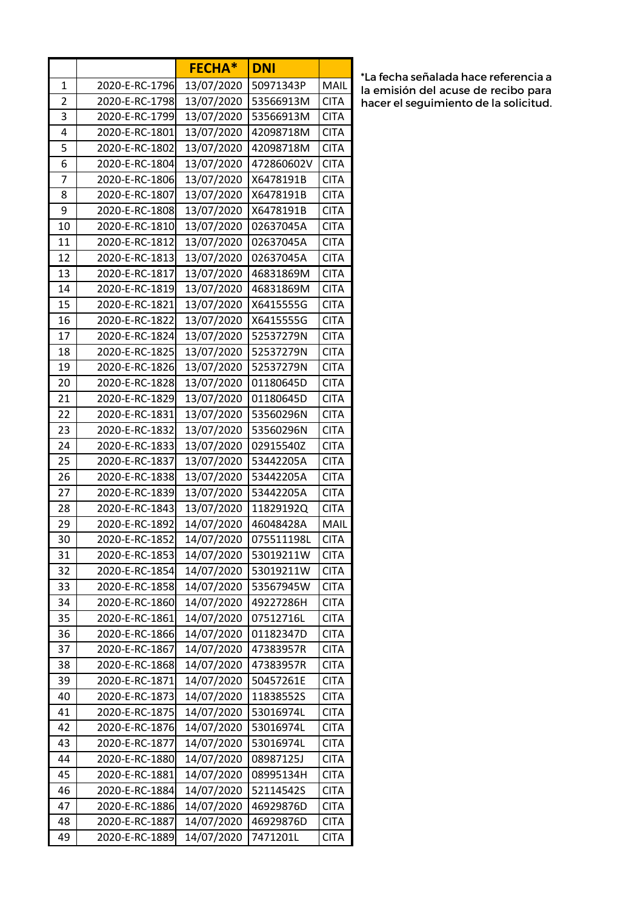| | | FECHA* | DNI | |
|---|---|---|---|---|
| 1 | 2020-E-RC-1796 | 13/07/2020 | 50971343P | MAIL |
| 2 | 2020-E-RC-1798 | 13/07/2020 | 53566913M | CITA |
| 3 | 2020-E-RC-1799 | 13/07/2020 | 53566913M | CITA |
| 4 | 2020-E-RC-1801 | 13/07/2020 | 42098718M | CITA |
| 5 | 2020-E-RC-1802 | 13/07/2020 | 42098718M | CITA |
| 6 | 2020-E-RC-1804 | 13/07/2020 | 472860602V | CITA |
| 7 | 2020-E-RC-1806 | 13/07/2020 | X6478191B | CITA |
| 8 | 2020-E-RC-1807 | 13/07/2020 | X6478191B | CITA |
| 9 | 2020-E-RC-1808 | 13/07/2020 | X6478191B | CITA |
| 10 | 2020-E-RC-1810 | 13/07/2020 | 02637045A | CITA |
| 11 | 2020-E-RC-1812 | 13/07/2020 | 02637045A | CITA |
| 12 | 2020-E-RC-1813 | 13/07/2020 | 02637045A | CITA |
| 13 | 2020-E-RC-1817 | 13/07/2020 | 46831869M | CITA |
| 14 | 2020-E-RC-1819 | 13/07/2020 | 46831869M | CITA |
| 15 | 2020-E-RC-1821 | 13/07/2020 | X6415555G | CITA |
| 16 | 2020-E-RC-1822 | 13/07/2020 | X6415555G | CITA |
| 17 | 2020-E-RC-1824 | 13/07/2020 | 52537279N | CITA |
| 18 | 2020-E-RC-1825 | 13/07/2020 | 52537279N | CITA |
| 19 | 2020-E-RC-1826 | 13/07/2020 | 52537279N | CITA |
| 20 | 2020-E-RC-1828 | 13/07/2020 | 01180645D | CITA |
| 21 | 2020-E-RC-1829 | 13/07/2020 | 01180645D | CITA |
| 22 | 2020-E-RC-1831 | 13/07/2020 | 53560296N | CITA |
| 23 | 2020-E-RC-1832 | 13/07/2020 | 53560296N | CITA |
| 24 | 2020-E-RC-1833 | 13/07/2020 | 02915540Z | CITA |
| 25 | 2020-E-RC-1837 | 13/07/2020 | 53442205A | CITA |
| 26 | 2020-E-RC-1838 | 13/07/2020 | 53442205A | CITA |
| 27 | 2020-E-RC-1839 | 13/07/2020 | 53442205A | CITA |
| 28 | 2020-E-RC-1843 | 13/07/2020 | 11829192Q | CITA |
| 29 | 2020-E-RC-1892 | 14/07/2020 | 46048428A | MAIL |
| 30 | 2020-E-RC-1852 | 14/07/2020 | 075511198L | CITA |
| 31 | 2020-E-RC-1853 | 14/07/2020 | 53019211W | CITA |
| 32 | 2020-E-RC-1854 | 14/07/2020 | 53019211W | CITA |
| 33 | 2020-E-RC-1858 | 14/07/2020 | 53567945W | CITA |
| 34 | 2020-E-RC-1860 | 14/07/2020 | 49227286H | CITA |
| 35 | 2020-E-RC-1861 | 14/07/2020 | 07512716L | CITA |
| 36 | 2020-E-RC-1866 | 14/07/2020 | 01182347D | CITA |
| 37 | 2020-E-RC-1867 | 14/07/2020 | 47383957R | CITA |
| 38 | 2020-E-RC-1868 | 14/07/2020 | 47383957R | CITA |
| 39 | 2020-E-RC-1871 | 14/07/2020 | 50457261E | CITA |
| 40 | 2020-E-RC-1873 | 14/07/2020 | 11838552S | CITA |
| 41 | 2020-E-RC-1875 | 14/07/2020 | 53016974L | CITA |
| 42 | 2020-E-RC-1876 | 14/07/2020 | 53016974L | CITA |
| 43 | 2020-E-RC-1877 | 14/07/2020 | 53016974L | CITA |
| 44 | 2020-E-RC-1880 | 14/07/2020 | 08987125J | CITA |
| 45 | 2020-E-RC-1881 | 14/07/2020 | 08995134H | CITA |
| 46 | 2020-E-RC-1884 | 14/07/2020 | 52114542S | CITA |
| 47 | 2020-E-RC-1886 | 14/07/2020 | 46929876D | CITA |
| 48 | 2020-E-RC-1887 | 14/07/2020 | 46929876D | CITA |
| 49 | 2020-E-RC-1889 | 14/07/2020 | 7471201L | CITA |

*La fecha señalada hace referencia a la emisión del acuse de recibo para hacer el seguimiento de la solicitud.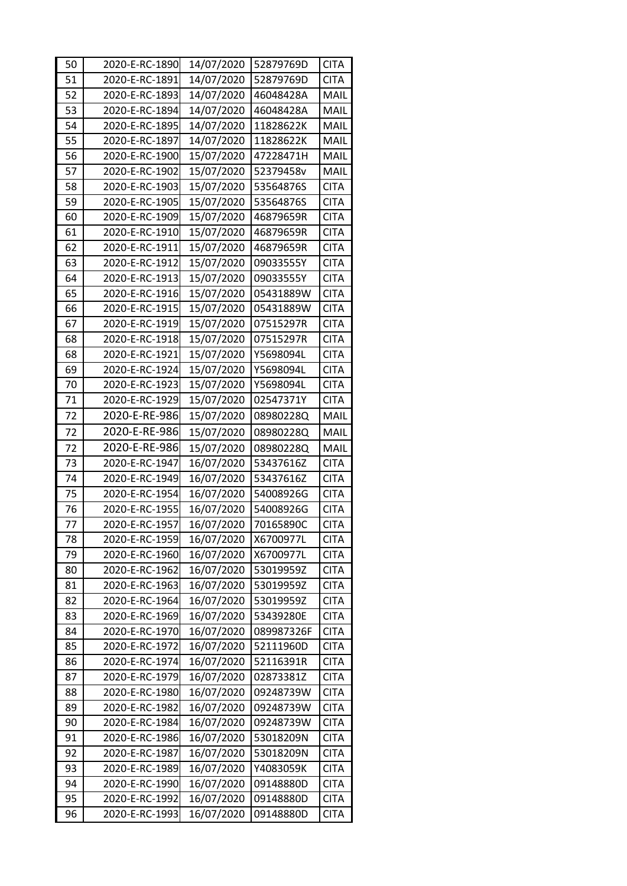| 50 | 2020-E-RC-1890 | 14/07/2020 | 52879769D | CITA |
|---|---|---|---|---|
| 51 | 2020-E-RC-1891 | 14/07/2020 | 52879769D | CITA |
| 52 | 2020-E-RC-1893 | 14/07/2020 | 46048428A | MAIL |
| 53 | 2020-E-RC-1894 | 14/07/2020 | 46048428A | MAIL |
| 54 | 2020-E-RC-1895 | 14/07/2020 | 11828622K | MAIL |
| 55 | 2020-E-RC-1897 | 14/07/2020 | 11828622K | MAIL |
| 56 | 2020-E-RC-1900 | 15/07/2020 | 47228471H | MAIL |
| 57 | 2020-E-RC-1902 | 15/07/2020 | 52379458v | MAIL |
| 58 | 2020-E-RC-1903 | 15/07/2020 | 53564876S | CITA |
| 59 | 2020-E-RC-1905 | 15/07/2020 | 53564876S | CITA |
| 60 | 2020-E-RC-1909 | 15/07/2020 | 46879659R | CITA |
| 61 | 2020-E-RC-1910 | 15/07/2020 | 46879659R | CITA |
| 62 | 2020-E-RC-1911 | 15/07/2020 | 46879659R | CITA |
| 63 | 2020-E-RC-1912 | 15/07/2020 | 09033555Y | CITA |
| 64 | 2020-E-RC-1913 | 15/07/2020 | 09033555Y | CITA |
| 65 | 2020-E-RC-1916 | 15/07/2020 | 05431889W | CITA |
| 66 | 2020-E-RC-1915 | 15/07/2020 | 05431889W | CITA |
| 67 | 2020-E-RC-1919 | 15/07/2020 | 07515297R | CITA |
| 68 | 2020-E-RC-1918 | 15/07/2020 | 07515297R | CITA |
| 68 | 2020-E-RC-1921 | 15/07/2020 | Y5698094L | CITA |
| 69 | 2020-E-RC-1924 | 15/07/2020 | Y5698094L | CITA |
| 70 | 2020-E-RC-1923 | 15/07/2020 | Y5698094L | CITA |
| 71 | 2020-E-RC-1929 | 15/07/2020 | 02547371Y | CITA |
| 72 | 2020-E-RE-986 | 15/07/2020 | 08980228Q | MAIL |
| 72 | 2020-E-RE-986 | 15/07/2020 | 08980228Q | MAIL |
| 72 | 2020-E-RE-986 | 15/07/2020 | 08980228Q | MAIL |
| 73 | 2020-E-RC-1947 | 16/07/2020 | 53437616Z | CITA |
| 74 | 2020-E-RC-1949 | 16/07/2020 | 53437616Z | CITA |
| 75 | 2020-E-RC-1954 | 16/07/2020 | 54008926G | CITA |
| 76 | 2020-E-RC-1955 | 16/07/2020 | 54008926G | CITA |
| 77 | 2020-E-RC-1957 | 16/07/2020 | 70165890C | CITA |
| 78 | 2020-E-RC-1959 | 16/07/2020 | X6700977L | CITA |
| 79 | 2020-E-RC-1960 | 16/07/2020 | X6700977L | CITA |
| 80 | 2020-E-RC-1962 | 16/07/2020 | 53019959Z | CITA |
| 81 | 2020-E-RC-1963 | 16/07/2020 | 53019959Z | CITA |
| 82 | 2020-E-RC-1964 | 16/07/2020 | 53019959Z | CITA |
| 83 | 2020-E-RC-1969 | 16/07/2020 | 53439280E | CITA |
| 84 | 2020-E-RC-1970 | 16/07/2020 | 089987326F | CITA |
| 85 | 2020-E-RC-1972 | 16/07/2020 | 52111960D | CITA |
| 86 | 2020-E-RC-1974 | 16/07/2020 | 52116391R | CITA |
| 87 | 2020-E-RC-1979 | 16/07/2020 | 02873381Z | CITA |
| 88 | 2020-E-RC-1980 | 16/07/2020 | 09248739W | CITA |
| 89 | 2020-E-RC-1982 | 16/07/2020 | 09248739W | CITA |
| 90 | 2020-E-RC-1984 | 16/07/2020 | 09248739W | CITA |
| 91 | 2020-E-RC-1986 | 16/07/2020 | 53018209N | CITA |
| 92 | 2020-E-RC-1987 | 16/07/2020 | 53018209N | CITA |
| 93 | 2020-E-RC-1989 | 16/07/2020 | Y4083059K | CITA |
| 94 | 2020-E-RC-1990 | 16/07/2020 | 09148880D | CITA |
| 95 | 2020-E-RC-1992 | 16/07/2020 | 09148880D | CITA |
| 96 | 2020-E-RC-1993 | 16/07/2020 | 09148880D | CITA |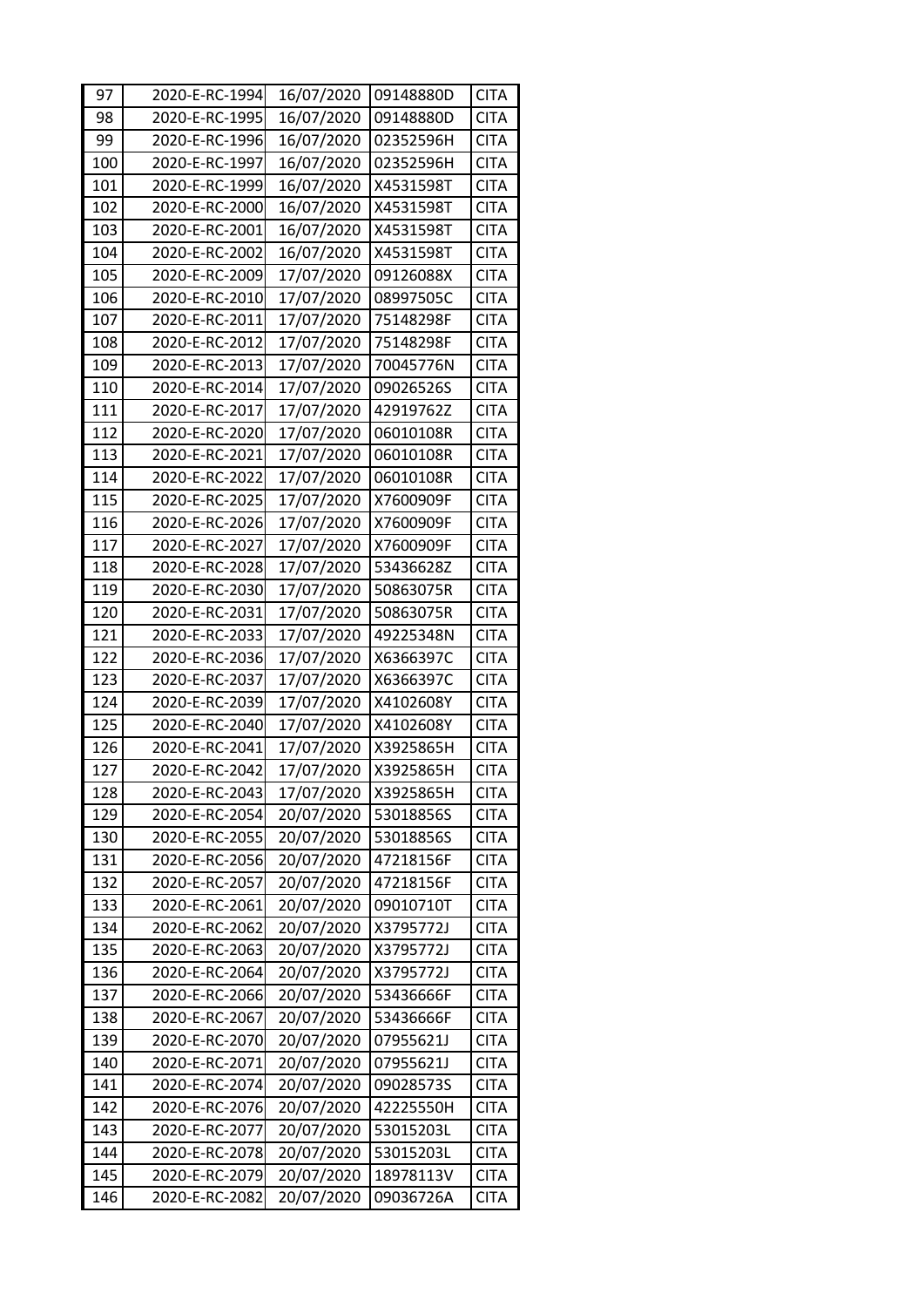| 97 | 2020-E-RC-1994 | 16/07/2020 | 09148880D | CITA |
|---|---|---|---|---|
| 98 | 2020-E-RC-1995 | 16/07/2020 | 09148880D | CITA |
| 99 | 2020-E-RC-1996 | 16/07/2020 | 02352596H | CITA |
| 100 | 2020-E-RC-1997 | 16/07/2020 | 02352596H | CITA |
| 101 | 2020-E-RC-1999 | 16/07/2020 | X4531598T | CITA |
| 102 | 2020-E-RC-2000 | 16/07/2020 | X4531598T | CITA |
| 103 | 2020-E-RC-2001 | 16/07/2020 | X4531598T | CITA |
| 104 | 2020-E-RC-2002 | 16/07/2020 | X4531598T | CITA |
| 105 | 2020-E-RC-2009 | 17/07/2020 | 09126088X | CITA |
| 106 | 2020-E-RC-2010 | 17/07/2020 | 08997505C | CITA |
| 107 | 2020-E-RC-2011 | 17/07/2020 | 75148298F | CITA |
| 108 | 2020-E-RC-2012 | 17/07/2020 | 75148298F | CITA |
| 109 | 2020-E-RC-2013 | 17/07/2020 | 70045776N | CITA |
| 110 | 2020-E-RC-2014 | 17/07/2020 | 09026526S | CITA |
| 111 | 2020-E-RC-2017 | 17/07/2020 | 42919762Z | CITA |
| 112 | 2020-E-RC-2020 | 17/07/2020 | 06010108R | CITA |
| 113 | 2020-E-RC-2021 | 17/07/2020 | 06010108R | CITA |
| 114 | 2020-E-RC-2022 | 17/07/2020 | 06010108R | CITA |
| 115 | 2020-E-RC-2025 | 17/07/2020 | X7600909F | CITA |
| 116 | 2020-E-RC-2026 | 17/07/2020 | X7600909F | CITA |
| 117 | 2020-E-RC-2027 | 17/07/2020 | X7600909F | CITA |
| 118 | 2020-E-RC-2028 | 17/07/2020 | 53436628Z | CITA |
| 119 | 2020-E-RC-2030 | 17/07/2020 | 50863075R | CITA |
| 120 | 2020-E-RC-2031 | 17/07/2020 | 50863075R | CITA |
| 121 | 2020-E-RC-2033 | 17/07/2020 | 49225348N | CITA |
| 122 | 2020-E-RC-2036 | 17/07/2020 | X6366397C | CITA |
| 123 | 2020-E-RC-2037 | 17/07/2020 | X6366397C | CITA |
| 124 | 2020-E-RC-2039 | 17/07/2020 | X4102608Y | CITA |
| 125 | 2020-E-RC-2040 | 17/07/2020 | X4102608Y | CITA |
| 126 | 2020-E-RC-2041 | 17/07/2020 | X3925865H | CITA |
| 127 | 2020-E-RC-2042 | 17/07/2020 | X3925865H | CITA |
| 128 | 2020-E-RC-2043 | 17/07/2020 | X3925865H | CITA |
| 129 | 2020-E-RC-2054 | 20/07/2020 | 53018856S | CITA |
| 130 | 2020-E-RC-2055 | 20/07/2020 | 53018856S | CITA |
| 131 | 2020-E-RC-2056 | 20/07/2020 | 47218156F | CITA |
| 132 | 2020-E-RC-2057 | 20/07/2020 | 47218156F | CITA |
| 133 | 2020-E-RC-2061 | 20/07/2020 | 09010710T | CITA |
| 134 | 2020-E-RC-2062 | 20/07/2020 | X3795772J | CITA |
| 135 | 2020-E-RC-2063 | 20/07/2020 | X3795772J | CITA |
| 136 | 2020-E-RC-2064 | 20/07/2020 | X3795772J | CITA |
| 137 | 2020-E-RC-2066 | 20/07/2020 | 53436666F | CITA |
| 138 | 2020-E-RC-2067 | 20/07/2020 | 53436666F | CITA |
| 139 | 2020-E-RC-2070 | 20/07/2020 | 07955621J | CITA |
| 140 | 2020-E-RC-2071 | 20/07/2020 | 07955621J | CITA |
| 141 | 2020-E-RC-2074 | 20/07/2020 | 09028573S | CITA |
| 142 | 2020-E-RC-2076 | 20/07/2020 | 42225550H | CITA |
| 143 | 2020-E-RC-2077 | 20/07/2020 | 53015203L | CITA |
| 144 | 2020-E-RC-2078 | 20/07/2020 | 53015203L | CITA |
| 145 | 2020-E-RC-2079 | 20/07/2020 | 18978113V | CITA |
| 146 | 2020-E-RC-2082 | 20/07/2020 | 09036726A | CITA |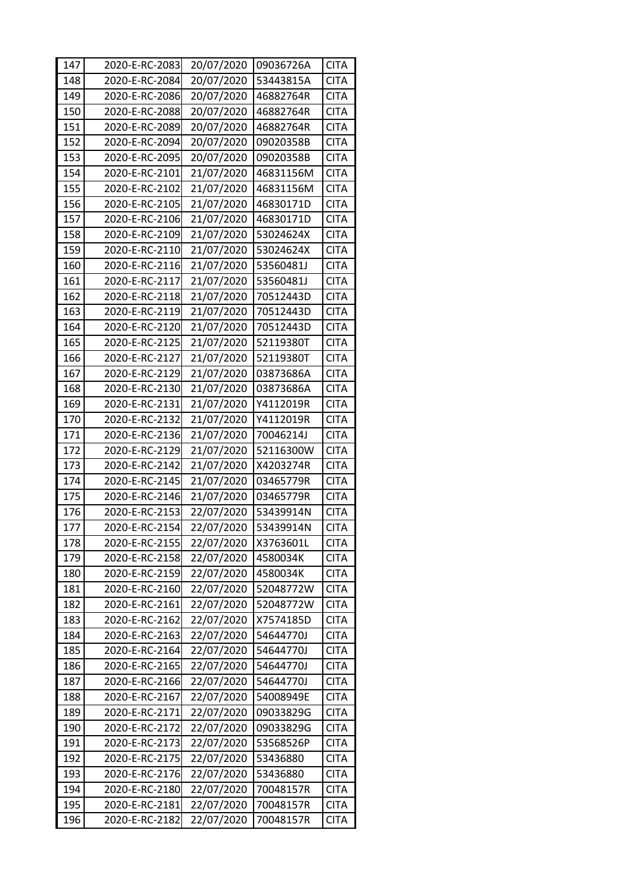| 147 | 2020-E-RC-2083 | 20/07/2020 | 09036726A | CITA |
|---|---|---|---|---|
| 148 | 2020-E-RC-2084 | 20/07/2020 | 53443815A | CITA |
| 149 | 2020-E-RC-2086 | 20/07/2020 | 46882764R | CITA |
| 150 | 2020-E-RC-2088 | 20/07/2020 | 46882764R | CITA |
| 151 | 2020-E-RC-2089 | 20/07/2020 | 46882764R | CITA |
| 152 | 2020-E-RC-2094 | 20/07/2020 | 09020358B | CITA |
| 153 | 2020-E-RC-2095 | 20/07/2020 | 09020358B | CITA |
| 154 | 2020-E-RC-2101 | 21/07/2020 | 46831156M | CITA |
| 155 | 2020-E-RC-2102 | 21/07/2020 | 46831156M | CITA |
| 156 | 2020-E-RC-2105 | 21/07/2020 | 46830171D | CITA |
| 157 | 2020-E-RC-2106 | 21/07/2020 | 46830171D | CITA |
| 158 | 2020-E-RC-2109 | 21/07/2020 | 53024624X | CITA |
| 159 | 2020-E-RC-2110 | 21/07/2020 | 53024624X | CITA |
| 160 | 2020-E-RC-2116 | 21/07/2020 | 53560481J | CITA |
| 161 | 2020-E-RC-2117 | 21/07/2020 | 53560481J | CITA |
| 162 | 2020-E-RC-2118 | 21/07/2020 | 70512443D | CITA |
| 163 | 2020-E-RC-2119 | 21/07/2020 | 70512443D | CITA |
| 164 | 2020-E-RC-2120 | 21/07/2020 | 70512443D | CITA |
| 165 | 2020-E-RC-2125 | 21/07/2020 | 52119380T | CITA |
| 166 | 2020-E-RC-2127 | 21/07/2020 | 52119380T | CITA |
| 167 | 2020-E-RC-2129 | 21/07/2020 | 03873686A | CITA |
| 168 | 2020-E-RC-2130 | 21/07/2020 | 03873686A | CITA |
| 169 | 2020-E-RC-2131 | 21/07/2020 | Y4112019R | CITA |
| 170 | 2020-E-RC-2132 | 21/07/2020 | Y4112019R | CITA |
| 171 | 2020-E-RC-2136 | 21/07/2020 | 70046214J | CITA |
| 172 | 2020-E-RC-2129 | 21/07/2020 | 52116300W | CITA |
| 173 | 2020-E-RC-2142 | 21/07/2020 | X4203274R | CITA |
| 174 | 2020-E-RC-2145 | 21/07/2020 | 03465779R | CITA |
| 175 | 2020-E-RC-2146 | 21/07/2020 | 03465779R | CITA |
| 176 | 2020-E-RC-2153 | 22/07/2020 | 53439914N | CITA |
| 177 | 2020-E-RC-2154 | 22/07/2020 | 53439914N | CITA |
| 178 | 2020-E-RC-2155 | 22/07/2020 | X3763601L | CITA |
| 179 | 2020-E-RC-2158 | 22/07/2020 | 4580034K | CITA |
| 180 | 2020-E-RC-2159 | 22/07/2020 | 4580034K | CITA |
| 181 | 2020-E-RC-2160 | 22/07/2020 | 52048772W | CITA |
| 182 | 2020-E-RC-2161 | 22/07/2020 | 52048772W | CITA |
| 183 | 2020-E-RC-2162 | 22/07/2020 | X7574185D | CITA |
| 184 | 2020-E-RC-2163 | 22/07/2020 | 54644770J | CITA |
| 185 | 2020-E-RC-2164 | 22/07/2020 | 54644770J | CITA |
| 186 | 2020-E-RC-2165 | 22/07/2020 | 54644770J | CITA |
| 187 | 2020-E-RC-2166 | 22/07/2020 | 54644770J | CITA |
| 188 | 2020-E-RC-2167 | 22/07/2020 | 54008949E | CITA |
| 189 | 2020-E-RC-2171 | 22/07/2020 | 09033829G | CITA |
| 190 | 2020-E-RC-2172 | 22/07/2020 | 09033829G | CITA |
| 191 | 2020-E-RC-2173 | 22/07/2020 | 53568526P | CITA |
| 192 | 2020-E-RC-2175 | 22/07/2020 | 53436880 | CITA |
| 193 | 2020-E-RC-2176 | 22/07/2020 | 53436880 | CITA |
| 194 | 2020-E-RC-2180 | 22/07/2020 | 70048157R | CITA |
| 195 | 2020-E-RC-2181 | 22/07/2020 | 70048157R | CITA |
| 196 | 2020-E-RC-2182 | 22/07/2020 | 70048157R | CITA |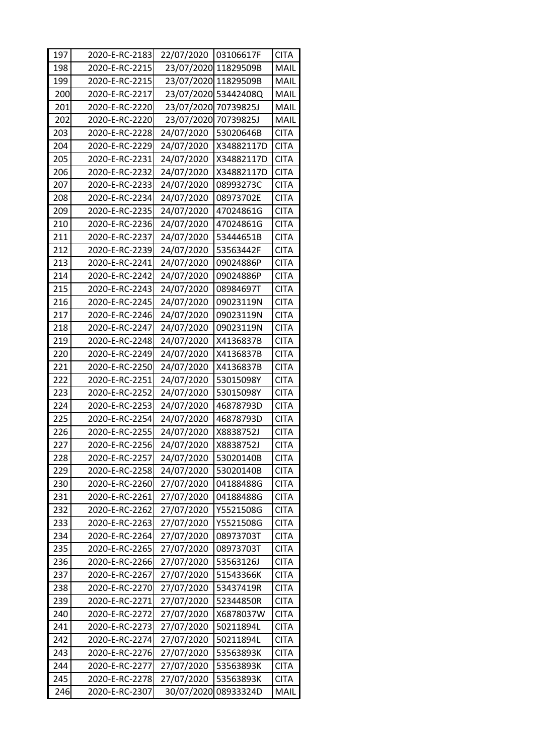| 197 | 2020-E-RC-2183 | 22/07/2020 | 03106617F | CITA |
|---|---|---|---|---|
| 198 | 2020-E-RC-2215 | 23/07/2020 | 11829509B | MAIL |
| 199 | 2020-E-RC-2215 | 23/07/2020 | 11829509B | MAIL |
| 200 | 2020-E-RC-2217 | 23/07/2020 | 53442408Q | MAIL |
| 201 | 2020-E-RC-2220 | 23/07/2020 | 70739825J | MAIL |
| 202 | 2020-E-RC-2220 | 23/07/2020 | 70739825J | MAIL |
| 203 | 2020-E-RC-2228 | 24/07/2020 | 53020646B | CITA |
| 204 | 2020-E-RC-2229 | 24/07/2020 | X34882117D | CITA |
| 205 | 2020-E-RC-2231 | 24/07/2020 | X34882117D | CITA |
| 206 | 2020-E-RC-2232 | 24/07/2020 | X34882117D | CITA |
| 207 | 2020-E-RC-2233 | 24/07/2020 | 08993273C | CITA |
| 208 | 2020-E-RC-2234 | 24/07/2020 | 08973702E | CITA |
| 209 | 2020-E-RC-2235 | 24/07/2020 | 47024861G | CITA |
| 210 | 2020-E-RC-2236 | 24/07/2020 | 47024861G | CITA |
| 211 | 2020-E-RC-2237 | 24/07/2020 | 53444651B | CITA |
| 212 | 2020-E-RC-2239 | 24/07/2020 | 53563442F | CITA |
| 213 | 2020-E-RC-2241 | 24/07/2020 | 09024886P | CITA |
| 214 | 2020-E-RC-2242 | 24/07/2020 | 09024886P | CITA |
| 215 | 2020-E-RC-2243 | 24/07/2020 | 08984697T | CITA |
| 216 | 2020-E-RC-2245 | 24/07/2020 | 09023119N | CITA |
| 217 | 2020-E-RC-2246 | 24/07/2020 | 09023119N | CITA |
| 218 | 2020-E-RC-2247 | 24/07/2020 | 09023119N | CITA |
| 219 | 2020-E-RC-2248 | 24/07/2020 | X4136837B | CITA |
| 220 | 2020-E-RC-2249 | 24/07/2020 | X4136837B | CITA |
| 221 | 2020-E-RC-2250 | 24/07/2020 | X4136837B | CITA |
| 222 | 2020-E-RC-2251 | 24/07/2020 | 53015098Y | CITA |
| 223 | 2020-E-RC-2252 | 24/07/2020 | 53015098Y | CITA |
| 224 | 2020-E-RC-2253 | 24/07/2020 | 46878793D | CITA |
| 225 | 2020-E-RC-2254 | 24/07/2020 | 46878793D | CITA |
| 226 | 2020-E-RC-2255 | 24/07/2020 | X8838752J | CITA |
| 227 | 2020-E-RC-2256 | 24/07/2020 | X8838752J | CITA |
| 228 | 2020-E-RC-2257 | 24/07/2020 | 53020140B | CITA |
| 229 | 2020-E-RC-2258 | 24/07/2020 | 53020140B | CITA |
| 230 | 2020-E-RC-2260 | 27/07/2020 | 04188488G | CITA |
| 231 | 2020-E-RC-2261 | 27/07/2020 | 04188488G | CITA |
| 232 | 2020-E-RC-2262 | 27/07/2020 | Y5521508G | CITA |
| 233 | 2020-E-RC-2263 | 27/07/2020 | Y5521508G | CITA |
| 234 | 2020-E-RC-2264 | 27/07/2020 | 08973703T | CITA |
| 235 | 2020-E-RC-2265 | 27/07/2020 | 08973703T | CITA |
| 236 | 2020-E-RC-2266 | 27/07/2020 | 53563126J | CITA |
| 237 | 2020-E-RC-2267 | 27/07/2020 | 51543366K | CITA |
| 238 | 2020-E-RC-2270 | 27/07/2020 | 53437419R | CITA |
| 239 | 2020-E-RC-2271 | 27/07/2020 | 52344850R | CITA |
| 240 | 2020-E-RC-2272 | 27/07/2020 | X6878037W | CITA |
| 241 | 2020-E-RC-2273 | 27/07/2020 | 50211894L | CITA |
| 242 | 2020-E-RC-2274 | 27/07/2020 | 50211894L | CITA |
| 243 | 2020-E-RC-2276 | 27/07/2020 | 53563893K | CITA |
| 244 | 2020-E-RC-2277 | 27/07/2020 | 53563893K | CITA |
| 245 | 2020-E-RC-2278 | 27/07/2020 | 53563893K | CITA |
| 246 | 2020-E-RC-2307 | 30/07/2020 | 08933324D | MAIL |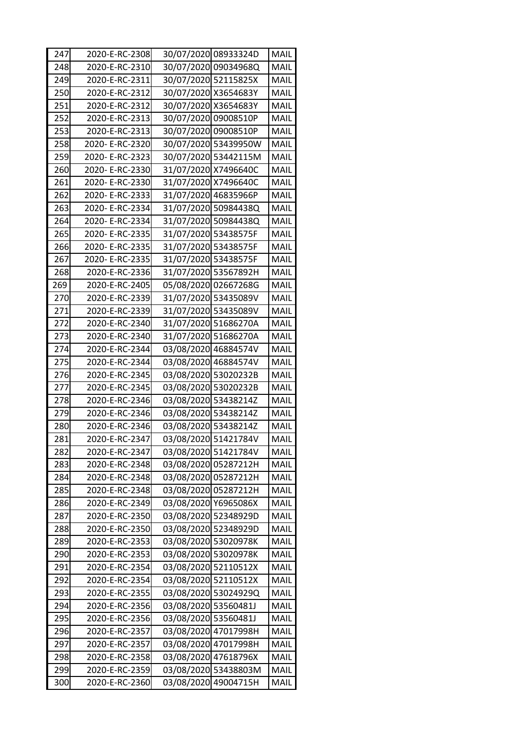| 247 | 2020-E-RC-2308 | 30/07/2020 | 08933324D | MAIL |
|---|---|---|---|---|
| 248 | 2020-E-RC-2310 | 30/07/2020 | 09034968Q | MAIL |
| 249 | 2020-E-RC-2311 | 30/07/2020 | 52115825X | MAIL |
| 250 | 2020-E-RC-2312 | 30/07/2020 | X3654683Y | MAIL |
| 251 | 2020-E-RC-2312 | 30/07/2020 | X3654683Y | MAIL |
| 252 | 2020-E-RC-2313 | 30/07/2020 | 09008510P | MAIL |
| 253 | 2020-E-RC-2313 | 30/07/2020 | 09008510P | MAIL |
| 258 | 2020- E-RC-2320 | 30/07/2020 | 53439950W | MAIL |
| 259 | 2020- E-RC-2323 | 30/07/2020 | 53442115M | MAIL |
| 260 | 2020- E-RC-2330 | 31/07/2020 | X7496640C | MAIL |
| 261 | 2020- E-RC-2330 | 31/07/2020 | X7496640C | MAIL |
| 262 | 2020- E-RC-2333 | 31/07/2020 | 46835966P | MAIL |
| 263 | 2020- E-RC-2334 | 31/07/2020 | 50984438Q | MAIL |
| 264 | 2020- E-RC-2334 | 31/07/2020 | 50984438Q | MAIL |
| 265 | 2020- E-RC-2335 | 31/07/2020 | 53438575F | MAIL |
| 266 | 2020- E-RC-2335 | 31/07/2020 | 53438575F | MAIL |
| 267 | 2020- E-RC-2335 | 31/07/2020 | 53438575F | MAIL |
| 268 | 2020-E-RC-2336 | 31/07/2020 | 53567892H | MAIL |
| 269 | 2020-E-RC-2405 | 05/08/2020 | 02667268G | MAIL |
| 270 | 2020-E-RC-2339 | 31/07/2020 | 53435089V | MAIL |
| 271 | 2020-E-RC-2339 | 31/07/2020 | 53435089V | MAIL |
| 272 | 2020-E-RC-2340 | 31/07/2020 | 51686270A | MAIL |
| 273 | 2020-E-RC-2340 | 31/07/2020 | 51686270A | MAIL |
| 274 | 2020-E-RC-2344 | 03/08/2020 | 46884574V | MAIL |
| 275 | 2020-E-RC-2344 | 03/08/2020 | 46884574V | MAIL |
| 276 | 2020-E-RC-2345 | 03/08/2020 | 53020232B | MAIL |
| 277 | 2020-E-RC-2345 | 03/08/2020 | 53020232B | MAIL |
| 278 | 2020-E-RC-2346 | 03/08/2020 | 53438214Z | MAIL |
| 279 | 2020-E-RC-2346 | 03/08/2020 | 53438214Z | MAIL |
| 280 | 2020-E-RC-2346 | 03/08/2020 | 53438214Z | MAIL |
| 281 | 2020-E-RC-2347 | 03/08/2020 | 51421784V | MAIL |
| 282 | 2020-E-RC-2347 | 03/08/2020 | 51421784V | MAIL |
| 283 | 2020-E-RC-2348 | 03/08/2020 | 05287212H | MAIL |
| 284 | 2020-E-RC-2348 | 03/08/2020 | 05287212H | MAIL |
| 285 | 2020-E-RC-2348 | 03/08/2020 | 05287212H | MAIL |
| 286 | 2020-E-RC-2349 | 03/08/2020 | Y6965086X | MAIL |
| 287 | 2020-E-RC-2350 | 03/08/2020 | 52348929D | MAIL |
| 288 | 2020-E-RC-2350 | 03/08/2020 | 52348929D | MAIL |
| 289 | 2020-E-RC-2353 | 03/08/2020 | 53020978K | MAIL |
| 290 | 2020-E-RC-2353 | 03/08/2020 | 53020978K | MAIL |
| 291 | 2020-E-RC-2354 | 03/08/2020 | 52110512X | MAIL |
| 292 | 2020-E-RC-2354 | 03/08/2020 | 52110512X | MAIL |
| 293 | 2020-E-RC-2355 | 03/08/2020 | 53024929Q | MAIL |
| 294 | 2020-E-RC-2356 | 03/08/2020 | 53560481J | MAIL |
| 295 | 2020-E-RC-2356 | 03/08/2020 | 53560481J | MAIL |
| 296 | 2020-E-RC-2357 | 03/08/2020 | 47017998H | MAIL |
| 297 | 2020-E-RC-2357 | 03/08/2020 | 47017998H | MAIL |
| 298 | 2020-E-RC-2358 | 03/08/2020 | 47618796X | MAIL |
| 299 | 2020-E-RC-2359 | 03/08/2020 | 53438803M | MAIL |
| 300 | 2020-E-RC-2360 | 03/08/2020 | 49004715H | MAIL |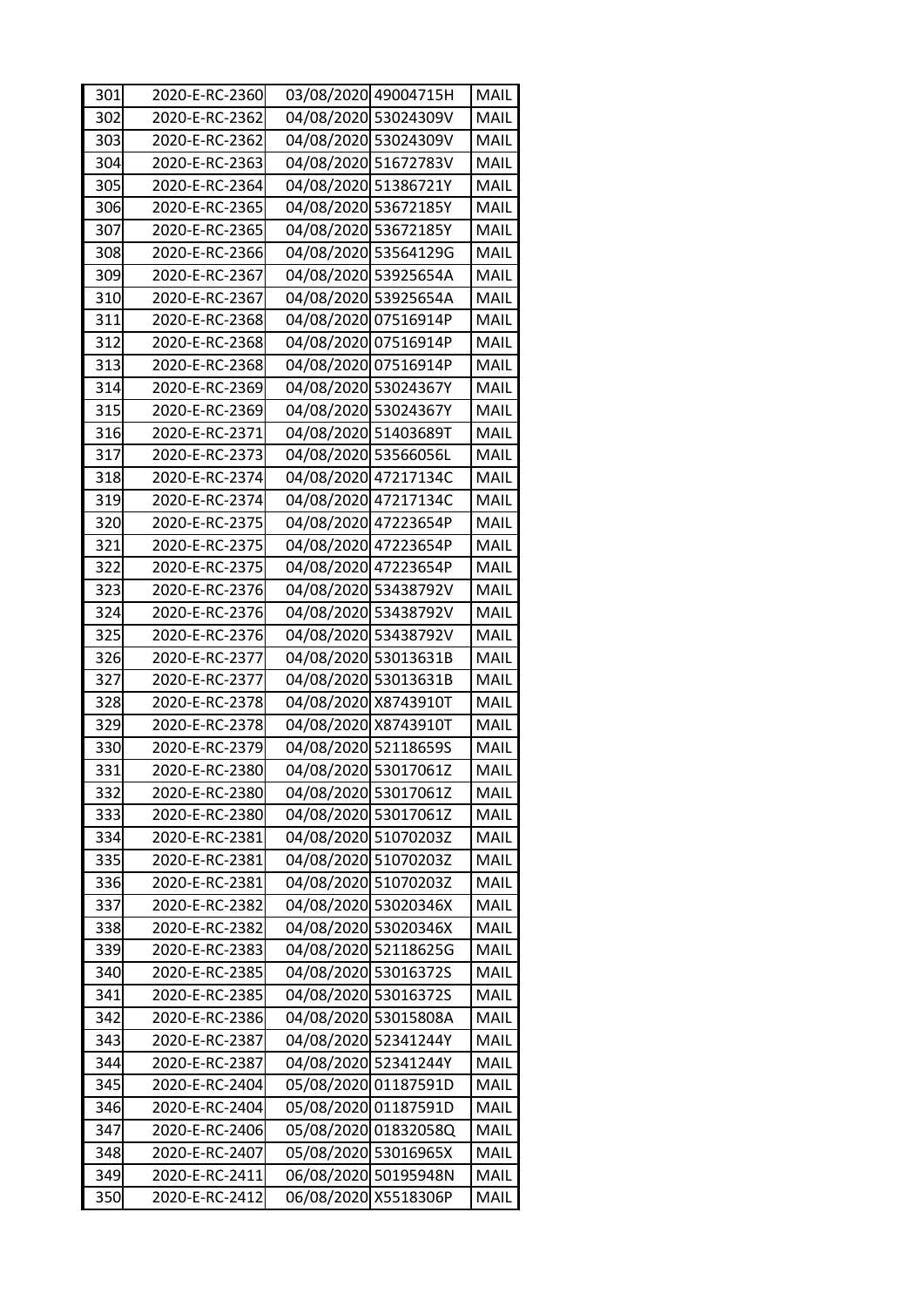| 301 | 2020-E-RC-2360 | 03/08/2020 | 49004715H | MAIL |
|---|---|---|---|---|
| 302 | 2020-E-RC-2362 | 04/08/2020 | 53024309V | MAIL |
| 303 | 2020-E-RC-2362 | 04/08/2020 | 53024309V | MAIL |
| 304 | 2020-E-RC-2363 | 04/08/2020 | 51672783V | MAIL |
| 305 | 2020-E-RC-2364 | 04/08/2020 | 51386721Y | MAIL |
| 306 | 2020-E-RC-2365 | 04/08/2020 | 53672185Y | MAIL |
| 307 | 2020-E-RC-2365 | 04/08/2020 | 53672185Y | MAIL |
| 308 | 2020-E-RC-2366 | 04/08/2020 | 53564129G | MAIL |
| 309 | 2020-E-RC-2367 | 04/08/2020 | 53925654A | MAIL |
| 310 | 2020-E-RC-2367 | 04/08/2020 | 53925654A | MAIL |
| 311 | 2020-E-RC-2368 | 04/08/2020 | 07516914P | MAIL |
| 312 | 2020-E-RC-2368 | 04/08/2020 | 07516914P | MAIL |
| 313 | 2020-E-RC-2368 | 04/08/2020 | 07516914P | MAIL |
| 314 | 2020-E-RC-2369 | 04/08/2020 | 53024367Y | MAIL |
| 315 | 2020-E-RC-2369 | 04/08/2020 | 53024367Y | MAIL |
| 316 | 2020-E-RC-2371 | 04/08/2020 | 51403689T | MAIL |
| 317 | 2020-E-RC-2373 | 04/08/2020 | 53566056L | MAIL |
| 318 | 2020-E-RC-2374 | 04/08/2020 | 47217134C | MAIL |
| 319 | 2020-E-RC-2374 | 04/08/2020 | 47217134C | MAIL |
| 320 | 2020-E-RC-2375 | 04/08/2020 | 47223654P | MAIL |
| 321 | 2020-E-RC-2375 | 04/08/2020 | 47223654P | MAIL |
| 322 | 2020-E-RC-2375 | 04/08/2020 | 47223654P | MAIL |
| 323 | 2020-E-RC-2376 | 04/08/2020 | 53438792V | MAIL |
| 324 | 2020-E-RC-2376 | 04/08/2020 | 53438792V | MAIL |
| 325 | 2020-E-RC-2376 | 04/08/2020 | 53438792V | MAIL |
| 326 | 2020-E-RC-2377 | 04/08/2020 | 53013631B | MAIL |
| 327 | 2020-E-RC-2377 | 04/08/2020 | 53013631B | MAIL |
| 328 | 2020-E-RC-2378 | 04/08/2020 | X8743910T | MAIL |
| 329 | 2020-E-RC-2378 | 04/08/2020 | X8743910T | MAIL |
| 330 | 2020-E-RC-2379 | 04/08/2020 | 52118659S | MAIL |
| 331 | 2020-E-RC-2380 | 04/08/2020 | 53017061Z | MAIL |
| 332 | 2020-E-RC-2380 | 04/08/2020 | 53017061Z | MAIL |
| 333 | 2020-E-RC-2380 | 04/08/2020 | 53017061Z | MAIL |
| 334 | 2020-E-RC-2381 | 04/08/2020 | 51070203Z | MAIL |
| 335 | 2020-E-RC-2381 | 04/08/2020 | 51070203Z | MAIL |
| 336 | 2020-E-RC-2381 | 04/08/2020 | 51070203Z | MAIL |
| 337 | 2020-E-RC-2382 | 04/08/2020 | 53020346X | MAIL |
| 338 | 2020-E-RC-2382 | 04/08/2020 | 53020346X | MAIL |
| 339 | 2020-E-RC-2383 | 04/08/2020 | 52118625G | MAIL |
| 340 | 2020-E-RC-2385 | 04/08/2020 | 53016372S | MAIL |
| 341 | 2020-E-RC-2385 | 04/08/2020 | 53016372S | MAIL |
| 342 | 2020-E-RC-2386 | 04/08/2020 | 53015808A | MAIL |
| 343 | 2020-E-RC-2387 | 04/08/2020 | 52341244Y | MAIL |
| 344 | 2020-E-RC-2387 | 04/08/2020 | 52341244Y | MAIL |
| 345 | 2020-E-RC-2404 | 05/08/2020 | 01187591D | MAIL |
| 346 | 2020-E-RC-2404 | 05/08/2020 | 01187591D | MAIL |
| 347 | 2020-E-RC-2406 | 05/08/2020 | 01832058Q | MAIL |
| 348 | 2020-E-RC-2407 | 05/08/2020 | 53016965X | MAIL |
| 349 | 2020-E-RC-2411 | 06/08/2020 | 50195948N | MAIL |
| 350 | 2020-E-RC-2412 | 06/08/2020 | X5518306P | MAIL |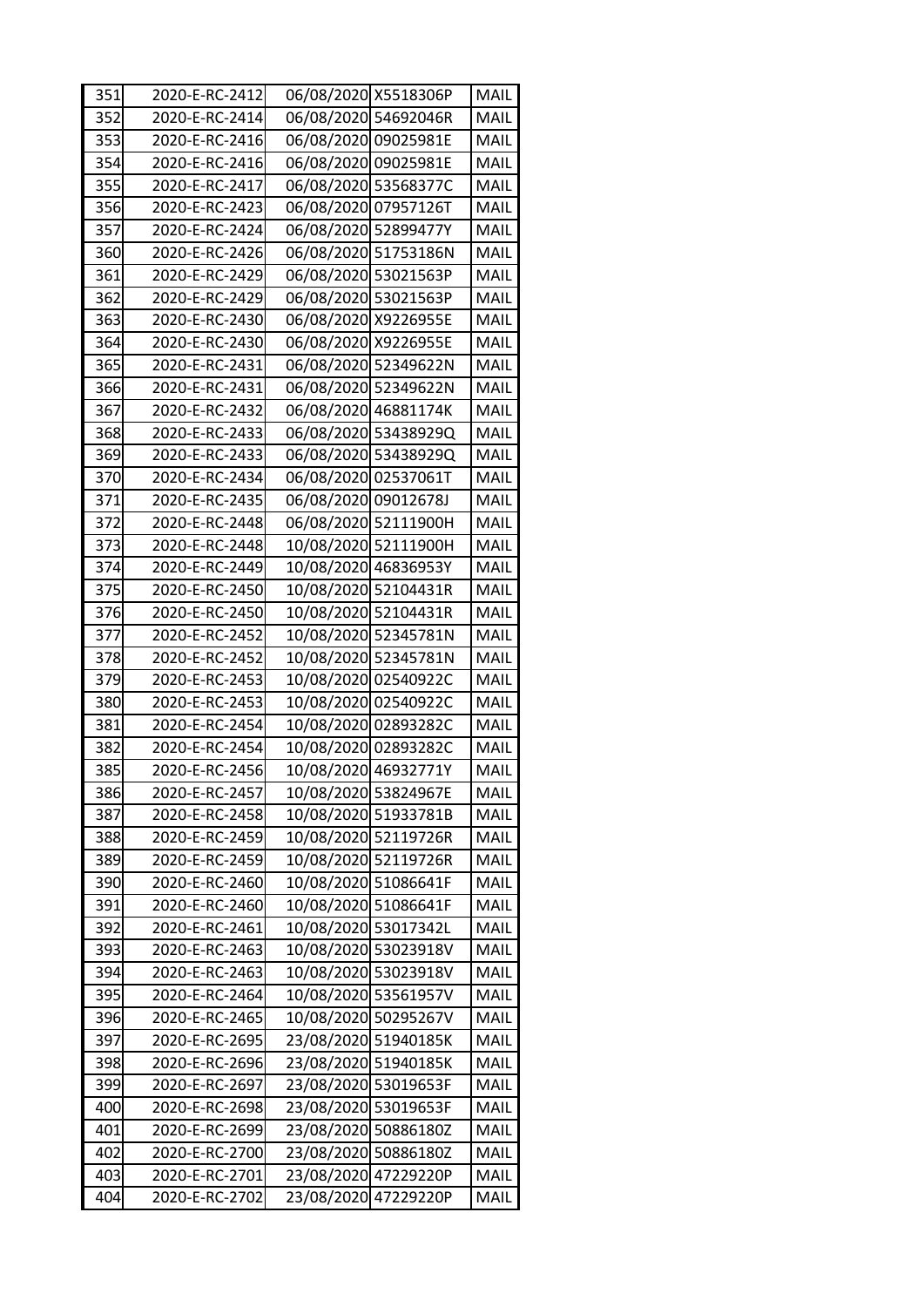| | | | | |
|---|---|---|---|---|
| 351 | 2020-E-RC-2412 | 06/08/2020 | X5518306P | MAIL |
| 352 | 2020-E-RC-2414 | 06/08/2020 | 54692046R | MAIL |
| 353 | 2020-E-RC-2416 | 06/08/2020 | 09025981E | MAIL |
| 354 | 2020-E-RC-2416 | 06/08/2020 | 09025981E | MAIL |
| 355 | 2020-E-RC-2417 | 06/08/2020 | 53568377C | MAIL |
| 356 | 2020-E-RC-2423 | 06/08/2020 | 07957126T | MAIL |
| 357 | 2020-E-RC-2424 | 06/08/2020 | 52899477Y | MAIL |
| 360 | 2020-E-RC-2426 | 06/08/2020 | 51753186N | MAIL |
| 361 | 2020-E-RC-2429 | 06/08/2020 | 53021563P | MAIL |
| 362 | 2020-E-RC-2429 | 06/08/2020 | 53021563P | MAIL |
| 363 | 2020-E-RC-2430 | 06/08/2020 | X9226955E | MAIL |
| 364 | 2020-E-RC-2430 | 06/08/2020 | X9226955E | MAIL |
| 365 | 2020-E-RC-2431 | 06/08/2020 | 52349622N | MAIL |
| 366 | 2020-E-RC-2431 | 06/08/2020 | 52349622N | MAIL |
| 367 | 2020-E-RC-2432 | 06/08/2020 | 46881174K | MAIL |
| 368 | 2020-E-RC-2433 | 06/08/2020 | 53438929Q | MAIL |
| 369 | 2020-E-RC-2433 | 06/08/2020 | 53438929Q | MAIL |
| 370 | 2020-E-RC-2434 | 06/08/2020 | 02537061T | MAIL |
| 371 | 2020-E-RC-2435 | 06/08/2020 | 09012678J | MAIL |
| 372 | 2020-E-RC-2448 | 06/08/2020 | 52111900H | MAIL |
| 373 | 2020-E-RC-2448 | 10/08/2020 | 52111900H | MAIL |
| 374 | 2020-E-RC-2449 | 10/08/2020 | 46836953Y | MAIL |
| 375 | 2020-E-RC-2450 | 10/08/2020 | 52104431R | MAIL |
| 376 | 2020-E-RC-2450 | 10/08/2020 | 52104431R | MAIL |
| 377 | 2020-E-RC-2452 | 10/08/2020 | 52345781N | MAIL |
| 378 | 2020-E-RC-2452 | 10/08/2020 | 52345781N | MAIL |
| 379 | 2020-E-RC-2453 | 10/08/2020 | 02540922C | MAIL |
| 380 | 2020-E-RC-2453 | 10/08/2020 | 02540922C | MAIL |
| 381 | 2020-E-RC-2454 | 10/08/2020 | 02893282C | MAIL |
| 382 | 2020-E-RC-2454 | 10/08/2020 | 02893282C | MAIL |
| 385 | 2020-E-RC-2456 | 10/08/2020 | 46932771Y | MAIL |
| 386 | 2020-E-RC-2457 | 10/08/2020 | 53824967E | MAIL |
| 387 | 2020-E-RC-2458 | 10/08/2020 | 51933781B | MAIL |
| 388 | 2020-E-RC-2459 | 10/08/2020 | 52119726R | MAIL |
| 389 | 2020-E-RC-2459 | 10/08/2020 | 52119726R | MAIL |
| 390 | 2020-E-RC-2460 | 10/08/2020 | 51086641F | MAIL |
| 391 | 2020-E-RC-2460 | 10/08/2020 | 51086641F | MAIL |
| 392 | 2020-E-RC-2461 | 10/08/2020 | 53017342L | MAIL |
| 393 | 2020-E-RC-2463 | 10/08/2020 | 53023918V | MAIL |
| 394 | 2020-E-RC-2463 | 10/08/2020 | 53023918V | MAIL |
| 395 | 2020-E-RC-2464 | 10/08/2020 | 53561957V | MAIL |
| 396 | 2020-E-RC-2465 | 10/08/2020 | 50295267V | MAIL |
| 397 | 2020-E-RC-2695 | 23/08/2020 | 51940185K | MAIL |
| 398 | 2020-E-RC-2696 | 23/08/2020 | 51940185K | MAIL |
| 399 | 2020-E-RC-2697 | 23/08/2020 | 53019653F | MAIL |
| 400 | 2020-E-RC-2698 | 23/08/2020 | 53019653F | MAIL |
| 401 | 2020-E-RC-2699 | 23/08/2020 | 50886180Z | MAIL |
| 402 | 2020-E-RC-2700 | 23/08/2020 | 50886180Z | MAIL |
| 403 | 2020-E-RC-2701 | 23/08/2020 | 47229220P | MAIL |
| 404 | 2020-E-RC-2702 | 23/08/2020 | 47229220P | MAIL |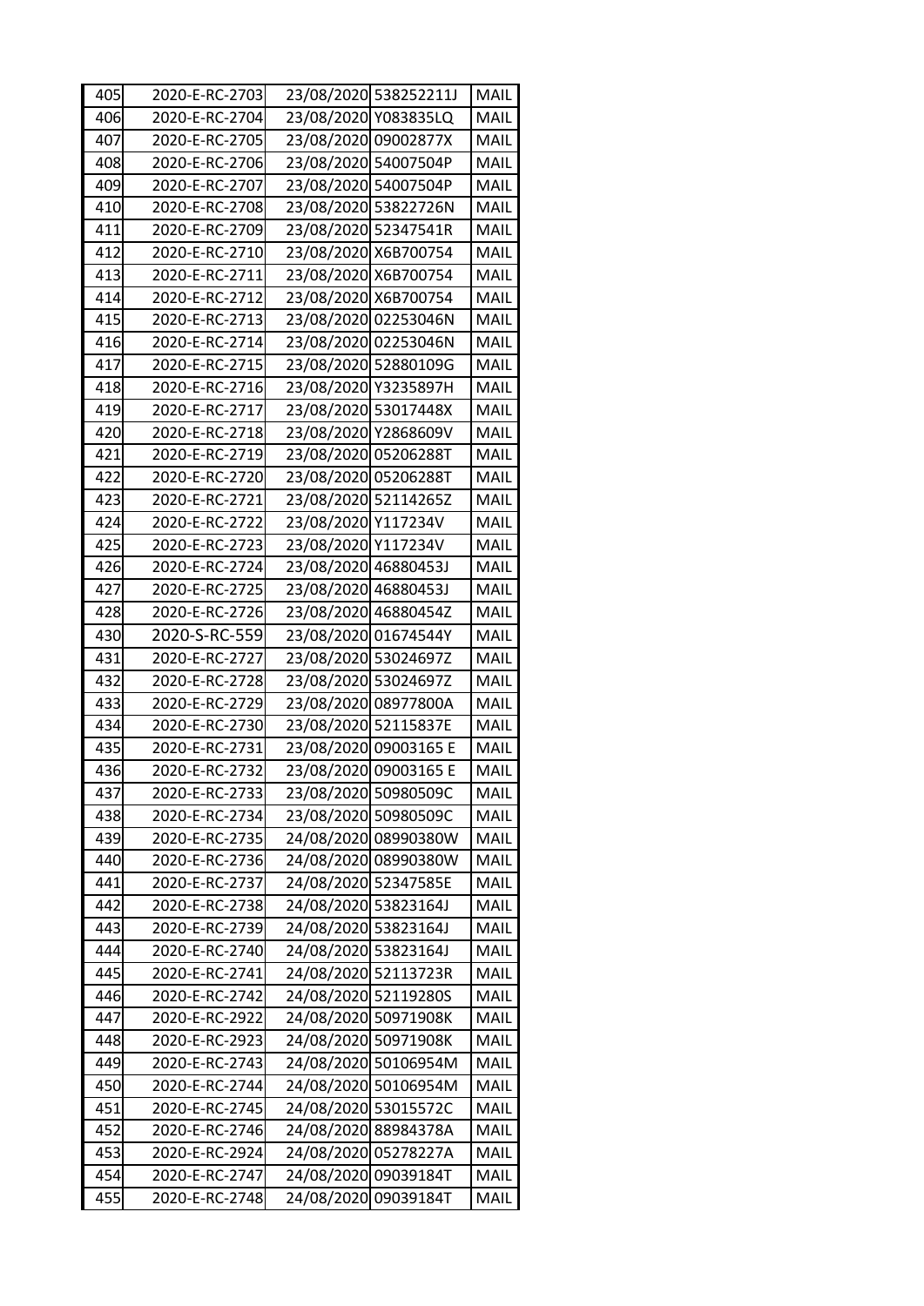| 405 | 2020-E-RC-2703 | 23/08/2020 | 538252211J | MAIL |
|---|---|---|---|---|
| 406 | 2020-E-RC-2704 | 23/08/2020 | Y083835LQ | MAIL |
| 407 | 2020-E-RC-2705 | 23/08/2020 | 09002877X | MAIL |
| 408 | 2020-E-RC-2706 | 23/08/2020 | 54007504P | MAIL |
| 409 | 2020-E-RC-2707 | 23/08/2020 | 54007504P | MAIL |
| 410 | 2020-E-RC-2708 | 23/08/2020 | 53822726N | MAIL |
| 411 | 2020-E-RC-2709 | 23/08/2020 | 52347541R | MAIL |
| 412 | 2020-E-RC-2710 | 23/08/2020 | X6B700754 | MAIL |
| 413 | 2020-E-RC-2711 | 23/08/2020 | X6B700754 | MAIL |
| 414 | 2020-E-RC-2712 | 23/08/2020 | X6B700754 | MAIL |
| 415 | 2020-E-RC-2713 | 23/08/2020 | 02253046N | MAIL |
| 416 | 2020-E-RC-2714 | 23/08/2020 | 02253046N | MAIL |
| 417 | 2020-E-RC-2715 | 23/08/2020 | 52880109G | MAIL |
| 418 | 2020-E-RC-2716 | 23/08/2020 | Y3235897H | MAIL |
| 419 | 2020-E-RC-2717 | 23/08/2020 | 53017448X | MAIL |
| 420 | 2020-E-RC-2718 | 23/08/2020 | Y2868609V | MAIL |
| 421 | 2020-E-RC-2719 | 23/08/2020 | 05206288T | MAIL |
| 422 | 2020-E-RC-2720 | 23/08/2020 | 05206288T | MAIL |
| 423 | 2020-E-RC-2721 | 23/08/2020 | 52114265Z | MAIL |
| 424 | 2020-E-RC-2722 | 23/08/2020 | Y117234V | MAIL |
| 425 | 2020-E-RC-2723 | 23/08/2020 | Y117234V | MAIL |
| 426 | 2020-E-RC-2724 | 23/08/2020 | 46880453J | MAIL |
| 427 | 2020-E-RC-2725 | 23/08/2020 | 46880453J | MAIL |
| 428 | 2020-E-RC-2726 | 23/08/2020 | 46880454Z | MAIL |
| 430 | 2020-S-RC-559 | 23/08/2020 | 01674544Y | MAIL |
| 431 | 2020-E-RC-2727 | 23/08/2020 | 53024697Z | MAIL |
| 432 | 2020-E-RC-2728 | 23/08/2020 | 53024697Z | MAIL |
| 433 | 2020-E-RC-2729 | 23/08/2020 | 08977800A | MAIL |
| 434 | 2020-E-RC-2730 | 23/08/2020 | 52115837E | MAIL |
| 435 | 2020-E-RC-2731 | 23/08/2020 | 09003165 E | MAIL |
| 436 | 2020-E-RC-2732 | 23/08/2020 | 09003165 E | MAIL |
| 437 | 2020-E-RC-2733 | 23/08/2020 | 50980509C | MAIL |
| 438 | 2020-E-RC-2734 | 23/08/2020 | 50980509C | MAIL |
| 439 | 2020-E-RC-2735 | 24/08/2020 | 08990380W | MAIL |
| 440 | 2020-E-RC-2736 | 24/08/2020 | 08990380W | MAIL |
| 441 | 2020-E-RC-2737 | 24/08/2020 | 52347585E | MAIL |
| 442 | 2020-E-RC-2738 | 24/08/2020 | 53823164J | MAIL |
| 443 | 2020-E-RC-2739 | 24/08/2020 | 53823164J | MAIL |
| 444 | 2020-E-RC-2740 | 24/08/2020 | 53823164J | MAIL |
| 445 | 2020-E-RC-2741 | 24/08/2020 | 52113723R | MAIL |
| 446 | 2020-E-RC-2742 | 24/08/2020 | 52119280S | MAIL |
| 447 | 2020-E-RC-2922 | 24/08/2020 | 50971908K | MAIL |
| 448 | 2020-E-RC-2923 | 24/08/2020 | 50971908K | MAIL |
| 449 | 2020-E-RC-2743 | 24/08/2020 | 50106954M | MAIL |
| 450 | 2020-E-RC-2744 | 24/08/2020 | 50106954M | MAIL |
| 451 | 2020-E-RC-2745 | 24/08/2020 | 53015572C | MAIL |
| 452 | 2020-E-RC-2746 | 24/08/2020 | 88984378A | MAIL |
| 453 | 2020-E-RC-2924 | 24/08/2020 | 05278227A | MAIL |
| 454 | 2020-E-RC-2747 | 24/08/2020 | 09039184T | MAIL |
| 455 | 2020-E-RC-2748 | 24/08/2020 | 09039184T | MAIL |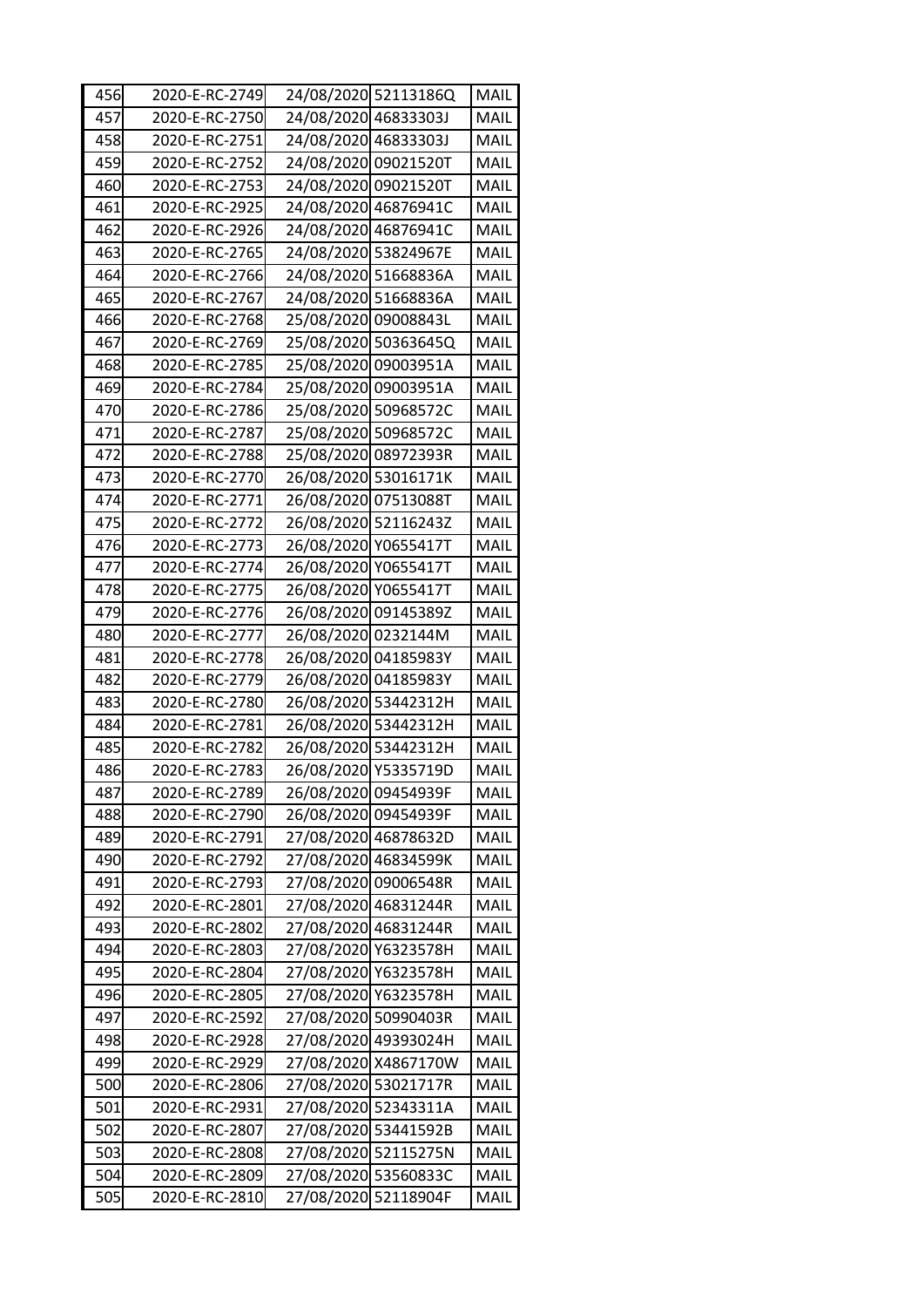| 456 | 2020-E-RC-2749 | 24/08/2020 | 52113186Q | MAIL |
|---|---|---|---|---|
| 457 | 2020-E-RC-2750 | 24/08/2020 | 46833303J | MAIL |
| 458 | 2020-E-RC-2751 | 24/08/2020 | 46833303J | MAIL |
| 459 | 2020-E-RC-2752 | 24/08/2020 | 09021520T | MAIL |
| 460 | 2020-E-RC-2753 | 24/08/2020 | 09021520T | MAIL |
| 461 | 2020-E-RC-2925 | 24/08/2020 | 46876941C | MAIL |
| 462 | 2020-E-RC-2926 | 24/08/2020 | 46876941C | MAIL |
| 463 | 2020-E-RC-2765 | 24/08/2020 | 53824967E | MAIL |
| 464 | 2020-E-RC-2766 | 24/08/2020 | 51668836A | MAIL |
| 465 | 2020-E-RC-2767 | 24/08/2020 | 51668836A | MAIL |
| 466 | 2020-E-RC-2768 | 25/08/2020 | 09008843L | MAIL |
| 467 | 2020-E-RC-2769 | 25/08/2020 | 50363645Q | MAIL |
| 468 | 2020-E-RC-2785 | 25/08/2020 | 09003951A | MAIL |
| 469 | 2020-E-RC-2784 | 25/08/2020 | 09003951A | MAIL |
| 470 | 2020-E-RC-2786 | 25/08/2020 | 50968572C | MAIL |
| 471 | 2020-E-RC-2787 | 25/08/2020 | 50968572C | MAIL |
| 472 | 2020-E-RC-2788 | 25/08/2020 | 08972393R | MAIL |
| 473 | 2020-E-RC-2770 | 26/08/2020 | 53016171K | MAIL |
| 474 | 2020-E-RC-2771 | 26/08/2020 | 07513088T | MAIL |
| 475 | 2020-E-RC-2772 | 26/08/2020 | 52116243Z | MAIL |
| 476 | 2020-E-RC-2773 | 26/08/2020 | Y0655417T | MAIL |
| 477 | 2020-E-RC-2774 | 26/08/2020 | Y0655417T | MAIL |
| 478 | 2020-E-RC-2775 | 26/08/2020 | Y0655417T | MAIL |
| 479 | 2020-E-RC-2776 | 26/08/2020 | 09145389Z | MAIL |
| 480 | 2020-E-RC-2777 | 26/08/2020 | 0232144M | MAIL |
| 481 | 2020-E-RC-2778 | 26/08/2020 | 04185983Y | MAIL |
| 482 | 2020-E-RC-2779 | 26/08/2020 | 04185983Y | MAIL |
| 483 | 2020-E-RC-2780 | 26/08/2020 | 53442312H | MAIL |
| 484 | 2020-E-RC-2781 | 26/08/2020 | 53442312H | MAIL |
| 485 | 2020-E-RC-2782 | 26/08/2020 | 53442312H | MAIL |
| 486 | 2020-E-RC-2783 | 26/08/2020 | Y5335719D | MAIL |
| 487 | 2020-E-RC-2789 | 26/08/2020 | 09454939F | MAIL |
| 488 | 2020-E-RC-2790 | 26/08/2020 | 09454939F | MAIL |
| 489 | 2020-E-RC-2791 | 27/08/2020 | 46878632D | MAIL |
| 490 | 2020-E-RC-2792 | 27/08/2020 | 46834599K | MAIL |
| 491 | 2020-E-RC-2793 | 27/08/2020 | 09006548R | MAIL |
| 492 | 2020-E-RC-2801 | 27/08/2020 | 46831244R | MAIL |
| 493 | 2020-E-RC-2802 | 27/08/2020 | 46831244R | MAIL |
| 494 | 2020-E-RC-2803 | 27/08/2020 | Y6323578H | MAIL |
| 495 | 2020-E-RC-2804 | 27/08/2020 | Y6323578H | MAIL |
| 496 | 2020-E-RC-2805 | 27/08/2020 | Y6323578H | MAIL |
| 497 | 2020-E-RC-2592 | 27/08/2020 | 50990403R | MAIL |
| 498 | 2020-E-RC-2928 | 27/08/2020 | 49393024H | MAIL |
| 499 | 2020-E-RC-2929 | 27/08/2020 | X4867170W | MAIL |
| 500 | 2020-E-RC-2806 | 27/08/2020 | 53021717R | MAIL |
| 501 | 2020-E-RC-2931 | 27/08/2020 | 52343311A | MAIL |
| 502 | 2020-E-RC-2807 | 27/08/2020 | 53441592B | MAIL |
| 503 | 2020-E-RC-2808 | 27/08/2020 | 52115275N | MAIL |
| 504 | 2020-E-RC-2809 | 27/08/2020 | 53560833C | MAIL |
| 505 | 2020-E-RC-2810 | 27/08/2020 | 52118904F | MAIL |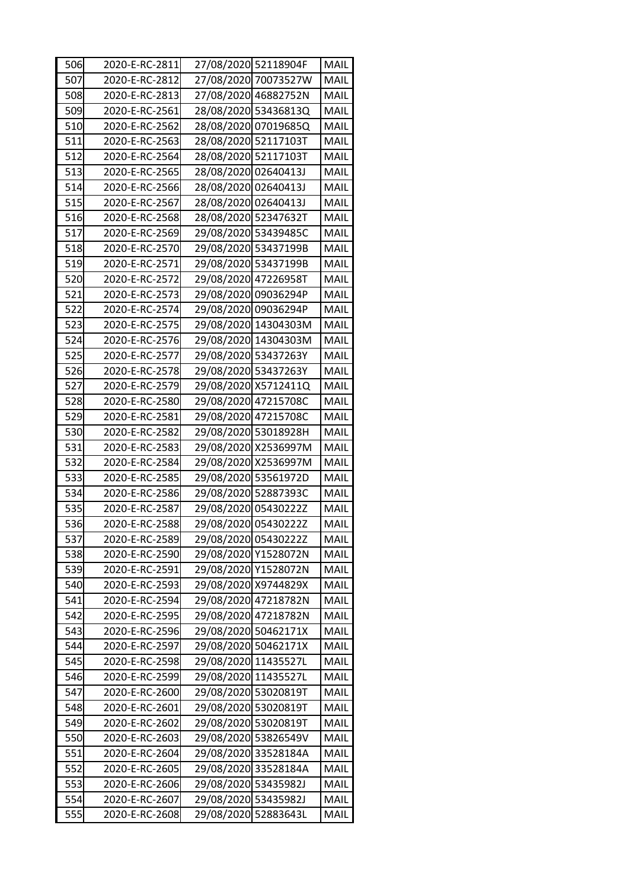| | | | | |
|---|---|---|---|---|
| 506 | 2020-E-RC-2811 | 27/08/2020 | 52118904F | MAIL |
| 507 | 2020-E-RC-2812 | 27/08/2020 | 70073527W | MAIL |
| 508 | 2020-E-RC-2813 | 27/08/2020 | 46882752N | MAIL |
| 509 | 2020-E-RC-2561 | 28/08/2020 | 53436813Q | MAIL |
| 510 | 2020-E-RC-2562 | 28/08/2020 | 07019685Q | MAIL |
| 511 | 2020-E-RC-2563 | 28/08/2020 | 52117103T | MAIL |
| 512 | 2020-E-RC-2564 | 28/08/2020 | 52117103T | MAIL |
| 513 | 2020-E-RC-2565 | 28/08/2020 | 02640413J | MAIL |
| 514 | 2020-E-RC-2566 | 28/08/2020 | 02640413J | MAIL |
| 515 | 2020-E-RC-2567 | 28/08/2020 | 02640413J | MAIL |
| 516 | 2020-E-RC-2568 | 28/08/2020 | 52347632T | MAIL |
| 517 | 2020-E-RC-2569 | 29/08/2020 | 53439485C | MAIL |
| 518 | 2020-E-RC-2570 | 29/08/2020 | 53437199B | MAIL |
| 519 | 2020-E-RC-2571 | 29/08/2020 | 53437199B | MAIL |
| 520 | 2020-E-RC-2572 | 29/08/2020 | 47226958T | MAIL |
| 521 | 2020-E-RC-2573 | 29/08/2020 | 09036294P | MAIL |
| 522 | 2020-E-RC-2574 | 29/08/2020 | 09036294P | MAIL |
| 523 | 2020-E-RC-2575 | 29/08/2020 | 14304303M | MAIL |
| 524 | 2020-E-RC-2576 | 29/08/2020 | 14304303M | MAIL |
| 525 | 2020-E-RC-2577 | 29/08/2020 | 53437263Y | MAIL |
| 526 | 2020-E-RC-2578 | 29/08/2020 | 53437263Y | MAIL |
| 527 | 2020-E-RC-2579 | 29/08/2020 | X5712411Q | MAIL |
| 528 | 2020-E-RC-2580 | 29/08/2020 | 47215708C | MAIL |
| 529 | 2020-E-RC-2581 | 29/08/2020 | 47215708C | MAIL |
| 530 | 2020-E-RC-2582 | 29/08/2020 | 53018928H | MAIL |
| 531 | 2020-E-RC-2583 | 29/08/2020 | X2536997M | MAIL |
| 532 | 2020-E-RC-2584 | 29/08/2020 | X2536997M | MAIL |
| 533 | 2020-E-RC-2585 | 29/08/2020 | 53561972D | MAIL |
| 534 | 2020-E-RC-2586 | 29/08/2020 | 52887393C | MAIL |
| 535 | 2020-E-RC-2587 | 29/08/2020 | 05430222Z | MAIL |
| 536 | 2020-E-RC-2588 | 29/08/2020 | 05430222Z | MAIL |
| 537 | 2020-E-RC-2589 | 29/08/2020 | 05430222Z | MAIL |
| 538 | 2020-E-RC-2590 | 29/08/2020 | Y1528072N | MAIL |
| 539 | 2020-E-RC-2591 | 29/08/2020 | Y1528072N | MAIL |
| 540 | 2020-E-RC-2593 | 29/08/2020 | X9744829X | MAIL |
| 541 | 2020-E-RC-2594 | 29/08/2020 | 47218782N | MAIL |
| 542 | 2020-E-RC-2595 | 29/08/2020 | 47218782N | MAIL |
| 543 | 2020-E-RC-2596 | 29/08/2020 | 50462171X | MAIL |
| 544 | 2020-E-RC-2597 | 29/08/2020 | 50462171X | MAIL |
| 545 | 2020-E-RC-2598 | 29/08/2020 | 11435527L | MAIL |
| 546 | 2020-E-RC-2599 | 29/08/2020 | 11435527L | MAIL |
| 547 | 2020-E-RC-2600 | 29/08/2020 | 53020819T | MAIL |
| 548 | 2020-E-RC-2601 | 29/08/2020 | 53020819T | MAIL |
| 549 | 2020-E-RC-2602 | 29/08/2020 | 53020819T | MAIL |
| 550 | 2020-E-RC-2603 | 29/08/2020 | 53826549V | MAIL |
| 551 | 2020-E-RC-2604 | 29/08/2020 | 33528184A | MAIL |
| 552 | 2020-E-RC-2605 | 29/08/2020 | 33528184A | MAIL |
| 553 | 2020-E-RC-2606 | 29/08/2020 | 53435982J | MAIL |
| 554 | 2020-E-RC-2607 | 29/08/2020 | 53435982J | MAIL |
| 555 | 2020-E-RC-2608 | 29/08/2020 | 52883643L | MAIL |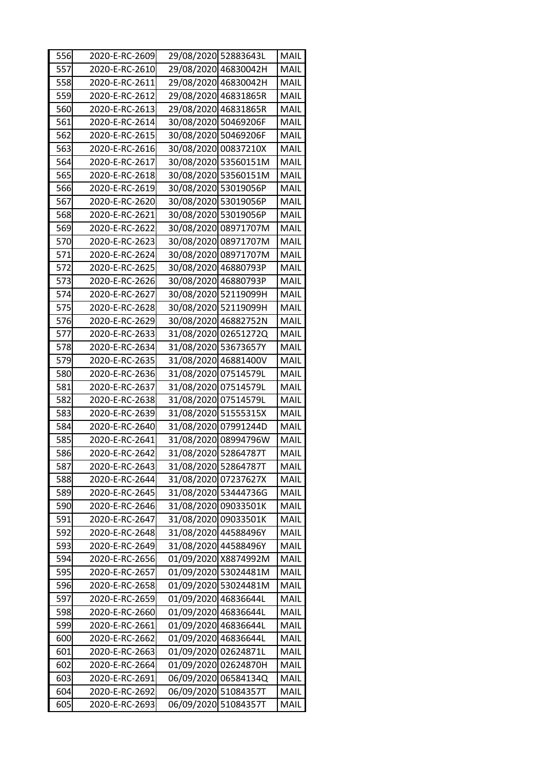| 556 | 2020-E-RC-2609 | 29/08/2020 | 52883643L | MAIL |
|---|---|---|---|---|
| 557 | 2020-E-RC-2610 | 29/08/2020 | 46830042H | MAIL |
| 558 | 2020-E-RC-2611 | 29/08/2020 | 46830042H | MAIL |
| 559 | 2020-E-RC-2612 | 29/08/2020 | 46831865R | MAIL |
| 560 | 2020-E-RC-2613 | 29/08/2020 | 46831865R | MAIL |
| 561 | 2020-E-RC-2614 | 30/08/2020 | 50469206F | MAIL |
| 562 | 2020-E-RC-2615 | 30/08/2020 | 50469206F | MAIL |
| 563 | 2020-E-RC-2616 | 30/08/2020 | 00837210X | MAIL |
| 564 | 2020-E-RC-2617 | 30/08/2020 | 53560151M | MAIL |
| 565 | 2020-E-RC-2618 | 30/08/2020 | 53560151M | MAIL |
| 566 | 2020-E-RC-2619 | 30/08/2020 | 53019056P | MAIL |
| 567 | 2020-E-RC-2620 | 30/08/2020 | 53019056P | MAIL |
| 568 | 2020-E-RC-2621 | 30/08/2020 | 53019056P | MAIL |
| 569 | 2020-E-RC-2622 | 30/08/2020 | 08971707M | MAIL |
| 570 | 2020-E-RC-2623 | 30/08/2020 | 08971707M | MAIL |
| 571 | 2020-E-RC-2624 | 30/08/2020 | 08971707M | MAIL |
| 572 | 2020-E-RC-2625 | 30/08/2020 | 46880793P | MAIL |
| 573 | 2020-E-RC-2626 | 30/08/2020 | 46880793P | MAIL |
| 574 | 2020-E-RC-2627 | 30/08/2020 | 52119099H | MAIL |
| 575 | 2020-E-RC-2628 | 30/08/2020 | 52119099H | MAIL |
| 576 | 2020-E-RC-2629 | 30/08/2020 | 46882752N | MAIL |
| 577 | 2020-E-RC-2633 | 31/08/2020 | 02651272Q | MAIL |
| 578 | 2020-E-RC-2634 | 31/08/2020 | 53673657Y | MAIL |
| 579 | 2020-E-RC-2635 | 31/08/2020 | 46881400V | MAIL |
| 580 | 2020-E-RC-2636 | 31/08/2020 | 07514579L | MAIL |
| 581 | 2020-E-RC-2637 | 31/08/2020 | 07514579L | MAIL |
| 582 | 2020-E-RC-2638 | 31/08/2020 | 07514579L | MAIL |
| 583 | 2020-E-RC-2639 | 31/08/2020 | 51555315X | MAIL |
| 584 | 2020-E-RC-2640 | 31/08/2020 | 07991244D | MAIL |
| 585 | 2020-E-RC-2641 | 31/08/2020 | 08994796W | MAIL |
| 586 | 2020-E-RC-2642 | 31/08/2020 | 52864787T | MAIL |
| 587 | 2020-E-RC-2643 | 31/08/2020 | 52864787T | MAIL |
| 588 | 2020-E-RC-2644 | 31/08/2020 | 07237627X | MAIL |
| 589 | 2020-E-RC-2645 | 31/08/2020 | 53444736G | MAIL |
| 590 | 2020-E-RC-2646 | 31/08/2020 | 09033501K | MAIL |
| 591 | 2020-E-RC-2647 | 31/08/2020 | 09033501K | MAIL |
| 592 | 2020-E-RC-2648 | 31/08/2020 | 44588496Y | MAIL |
| 593 | 2020-E-RC-2649 | 31/08/2020 | 44588496Y | MAIL |
| 594 | 2020-E-RC-2656 | 01/09/2020 | X8874992M | MAIL |
| 595 | 2020-E-RC-2657 | 01/09/2020 | 53024481M | MAIL |
| 596 | 2020-E-RC-2658 | 01/09/2020 | 53024481M | MAIL |
| 597 | 2020-E-RC-2659 | 01/09/2020 | 46836644L | MAIL |
| 598 | 2020-E-RC-2660 | 01/09/2020 | 46836644L | MAIL |
| 599 | 2020-E-RC-2661 | 01/09/2020 | 46836644L | MAIL |
| 600 | 2020-E-RC-2662 | 01/09/2020 | 46836644L | MAIL |
| 601 | 2020-E-RC-2663 | 01/09/2020 | 02624871L | MAIL |
| 602 | 2020-E-RC-2664 | 01/09/2020 | 02624870H | MAIL |
| 603 | 2020-E-RC-2691 | 06/09/2020 | 06584134Q | MAIL |
| 604 | 2020-E-RC-2692 | 06/09/2020 | 51084357T | MAIL |
| 605 | 2020-E-RC-2693 | 06/09/2020 | 51084357T | MAIL |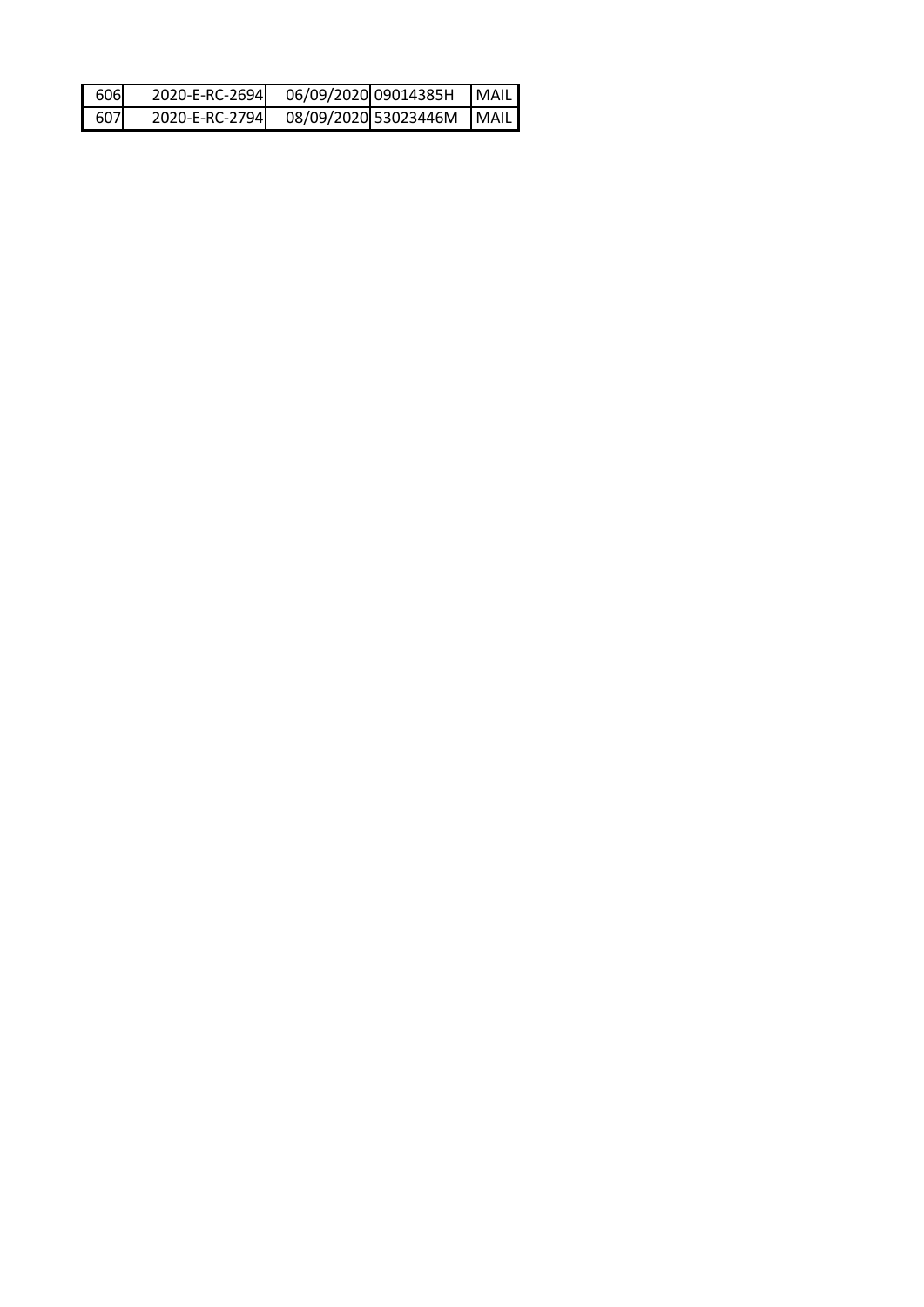| | | | | |
|---|---|---|---|---|
| 606 | 2020-E-RC-2694 | 06/09/2020 | 09014385H | MAIL |
| 607 | 2020-E-RC-2794 | 08/09/2020 | 53023446M | MAIL |